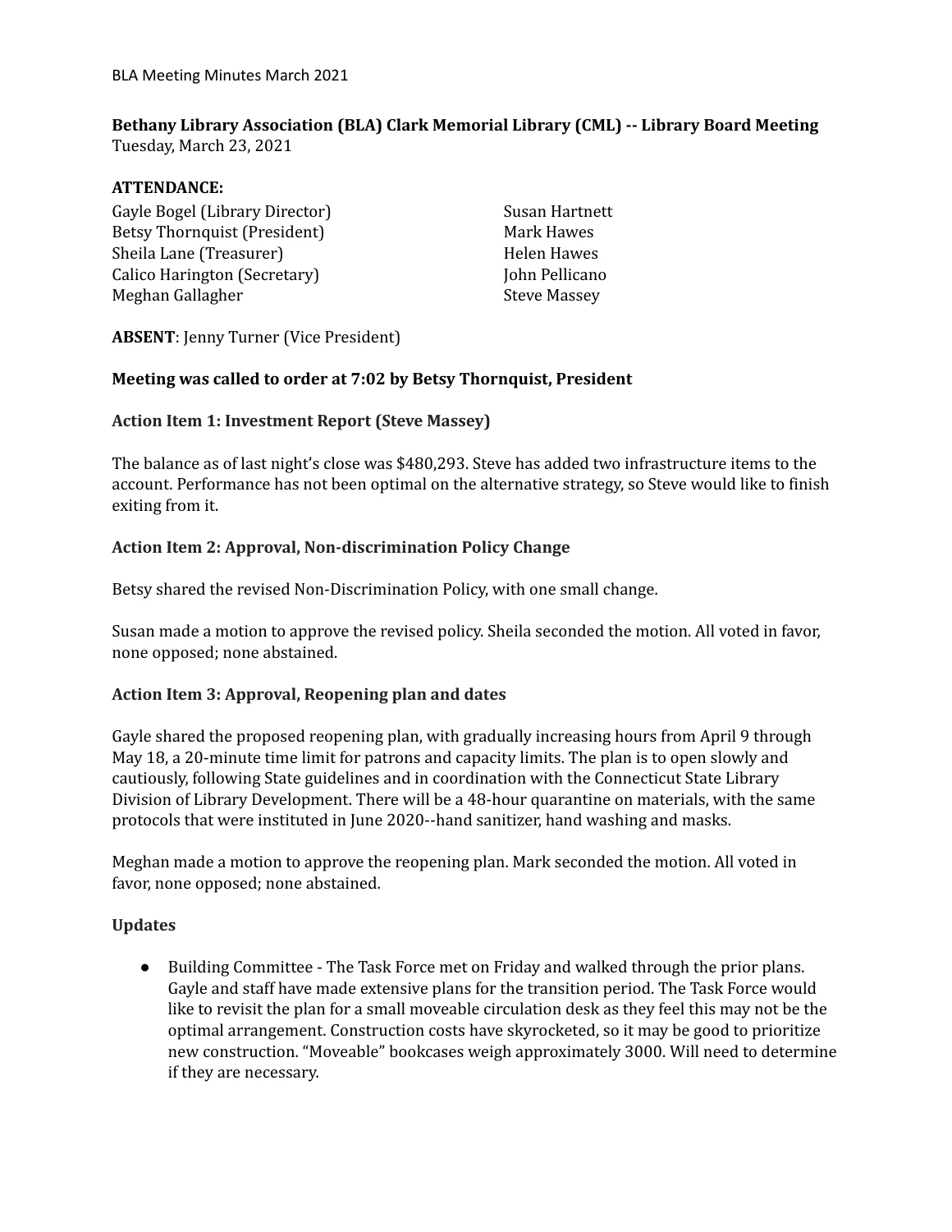**Bethany Library Association (BLA) Clark Memorial Library (CML) -- Library Board Meeting**
Tuesday, March 23, 2021

**ATTENDANCE:**

Gayle Bogel (Library Director)
Betsy Thornquist (President)
Sheila Lane (Treasurer)
Calico Harington (Secretary)
Meghan Gallagher
Susan Hartnett
Mark Hawes
Helen Hawes
John Pellicano
Steve Massey

**ABSENT**: Jenny Turner (Vice President)

**Meeting was called to order at 7:02 by Betsy Thornquist, President**

**Action Item 1: Investment Report (Steve Massey)**

The balance as of last night's close was $480,293. Steve has added two infrastructure items to the account. Performance has not been optimal on the alternative strategy, so Steve would like to finish exiting from it.

**Action Item 2: Approval, Non-discrimination Policy Change**

Betsy shared the revised Non-Discrimination Policy, with one small change.

Susan made a motion to approve the revised policy. Sheila seconded the motion. All voted in favor, none opposed; none abstained.

**Action Item 3: Approval, Reopening plan and dates**

Gayle shared the proposed reopening plan, with gradually increasing hours from April 9 through May 18, a 20-minute time limit for patrons and capacity limits. The plan is to open slowly and cautiously, following State guidelines and in coordination with the Connecticut State Library Division of Library Development. There will be a 48-hour quarantine on materials, with the same protocols that were instituted in June 2020--hand sanitizer, hand washing and masks.

Meghan made a motion to approve the reopening plan. Mark seconded the motion. All voted in favor, none opposed; none abstained.

**Updates**

- Building Committee - The Task Force met on Friday and walked through the prior plans. Gayle and staff have made extensive plans for the transition period. The Task Force would like to revisit the plan for a small moveable circulation desk as they feel this may not be the optimal arrangement. Construction costs have skyrocketed, so it may be good to prioritize new construction. "Moveable" bookcases weigh approximately 3000. Will need to determine if they are necessary.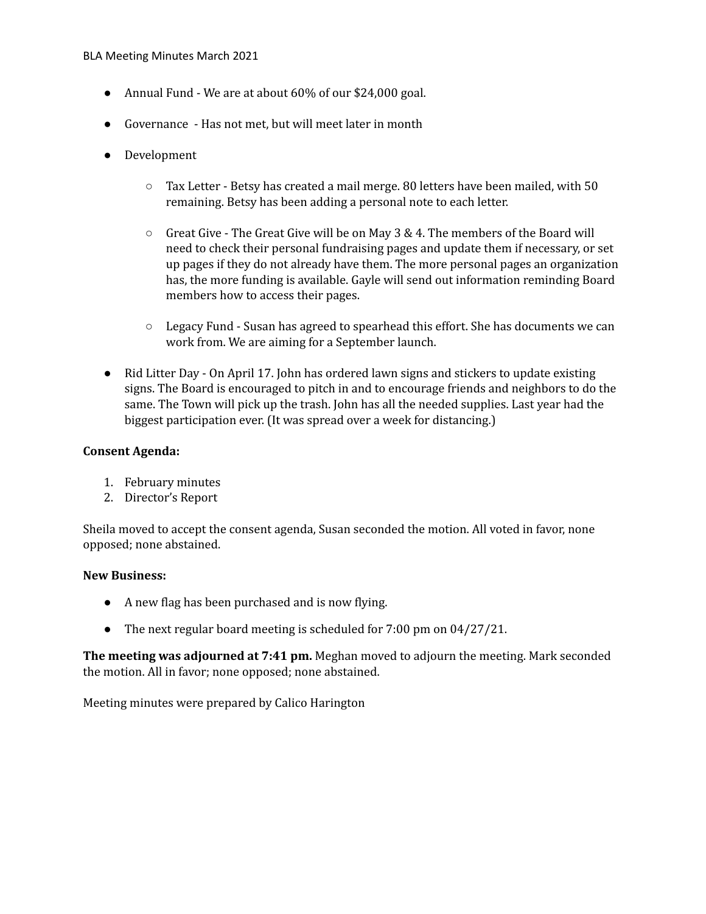- Annual Fund - We are at about 60% of our $24,000 goal.

- Governance - Has not met, but will meet later in month

- Development

  - Tax Letter - Betsy has created a mail merge. 80 letters have been mailed, with 50 remaining. Betsy has been adding a personal note to each letter.

  - Great Give - The Great Give will be on May 3 & 4. The members of the Board will need to check their personal fundraising pages and update them if necessary, or set up pages if they do not already have them. The more personal pages an organization has, the more funding is available. Gayle will send out information reminding Board members how to access their pages.

  - Legacy Fund - Susan has agreed to spearhead this effort. She has documents we can work from. We are aiming for a September launch.

- Rid Litter Day - On April 17. John has ordered lawn signs and stickers to update existing signs. The Board is encouraged to pitch in and to encourage friends and neighbors to do the same. The Town will pick up the trash. John has all the needed supplies. Last year had the biggest participation ever. (It was spread over a week for distancing.)

**Consent Agenda:**

1. February minutes
2. Director's Report

Sheila moved to accept the consent agenda, Susan seconded the motion. All voted in favor, none opposed; none abstained.

**New Business:**

- A new flag has been purchased and is now flying.

- The next regular board meeting is scheduled for 7:00 pm on 04/27/21.

**The meeting was adjourned at 7:41 pm.** Meghan moved to adjourn the meeting. Mark seconded the motion. All in favor; none opposed; none abstained.

Meeting minutes were prepared by Calico Harington